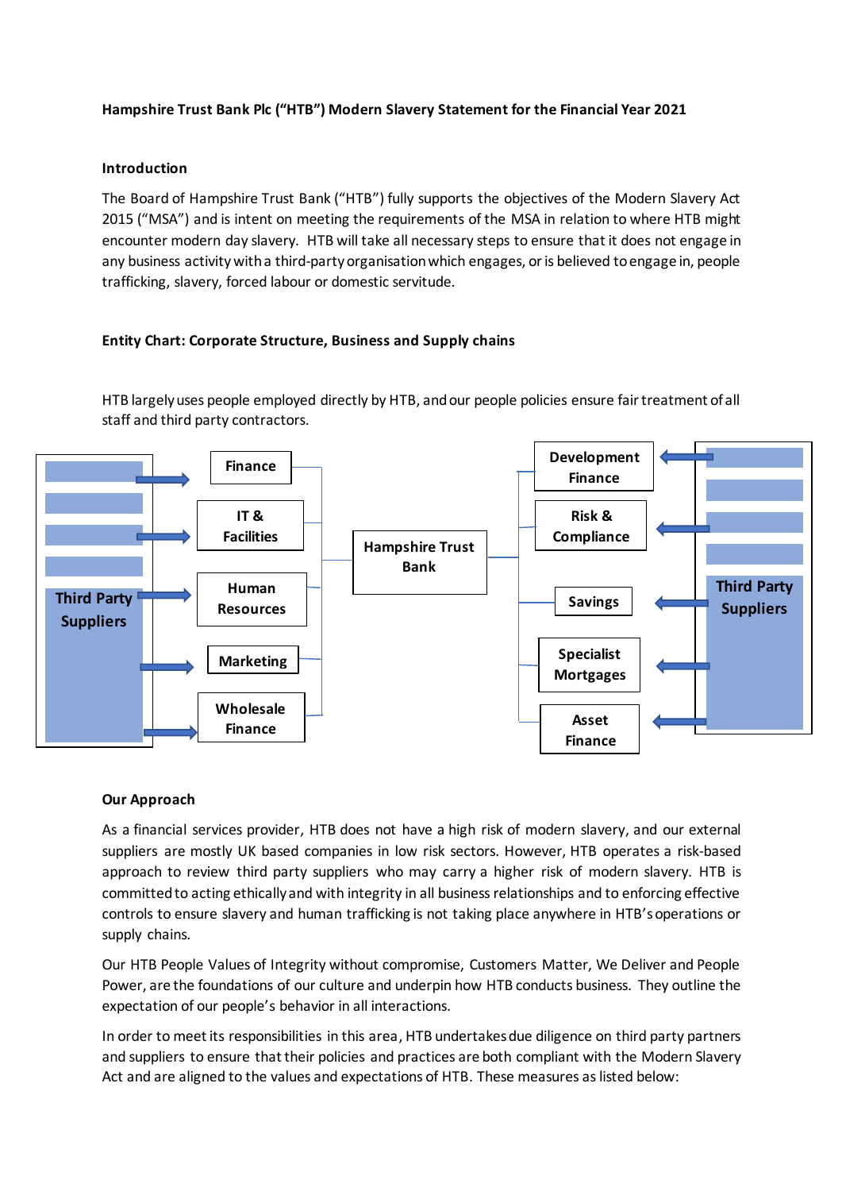**Hampshire Trust Bank Plc ("HTB") Modern Slavery Statement for the Financial Year 2021**

**Introduction**

The Board of Hampshire Trust Bank ("HTB") fully supports the objectives of the Modern Slavery Act 2015 ("MSA") and is intent on meeting the requirements of the MSA in relation to where HTB might encounter modern day slavery. HTB will take all necessary steps to ensure that it does not engage in any business activity with a third-party organisation which engages, or is believed to engage in, people trafficking, slavery, forced labour or domestic servitude.

**Entity Chart: Corporate Structure, Business and Supply chains**

HTB largely uses people employed directly by HTB, and our people policies ensure fair treatment of all staff and third party contractors.

Third Party Suppliers → Finance, IT & Facilities, Human Resources, Marketing, Wholesale Finance → Hampshire Trust Bank

Hampshire Trust Bank → Development Finance, Risk & Compliance, Savings, Specialist Mortgages, Asset Finance ← Third Party Suppliers

**Our Approach**

As a financial services provider, HTB does not have a high risk of modern slavery, and our external suppliers are mostly UK based companies in low risk sectors. However, HTB operates a risk-based approach to review third party suppliers who may carry a higher risk of modern slavery. HTB is committed to acting ethically and with integrity in all business relationships and to enforcing effective controls to ensure slavery and human trafficking is not taking place anywhere in HTB's operations or supply chains.

Our HTB People Values of Integrity without compromise, Customers Matter, We Deliver and People Power, are the foundations of our culture and underpin how HTB conducts business. They outline the expectation of our people's behavior in all interactions.

In order to meet its responsibilities in this area, HTB undertakes due diligence on third party partners and suppliers to ensure that their policies and practices are both compliant with the Modern Slavery Act and are aligned to the values and expectations of HTB. These measures as listed below: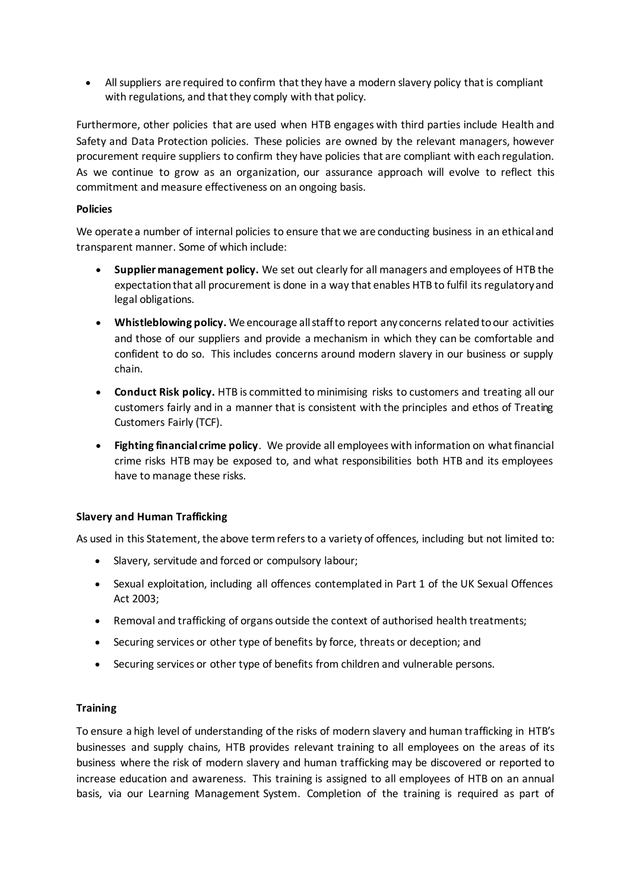- All suppliers are required to confirm that they have a modern slavery policy that is compliant with regulations, and that they comply with that policy.

Furthermore, other policies that are used when HTB engages with third parties include Health and Safety and Data Protection policies. These policies are owned by the relevant managers, however procurement require suppliers to confirm they have policies that are compliant with each regulation. As we continue to grow as an organization, our assurance approach will evolve to reflect this commitment and measure effectiveness on an ongoing basis.

**Policies**

We operate a number of internal policies to ensure that we are conducting business in an ethical and transparent manner. Some of which include:

- **Supplier management policy.** We set out clearly for all managers and employees of HTB the expectation that all procurement is done in a way that enables HTB to fulfil its regulatory and legal obligations.
- **Whistleblowing policy.** We encourage all staff to report any concerns related to our activities and those of our suppliers and provide a mechanism in which they can be comfortable and confident to do so. This includes concerns around modern slavery in our business or supply chain.
- **Conduct Risk policy.** HTB is committed to minimising risks to customers and treating all our customers fairly and in a manner that is consistent with the principles and ethos of Treating Customers Fairly (TCF).
- **Fighting financial crime policy**. We provide all employees with information on what financial crime risks HTB may be exposed to, and what responsibilities both HTB and its employees have to manage these risks.

**Slavery and Human Trafficking**

As used in this Statement, the above term refers to a variety of offences, including but not limited to:

- Slavery, servitude and forced or compulsory labour;
- Sexual exploitation, including all offences contemplated in Part 1 of the UK Sexual Offences Act 2003;
- Removal and trafficking of organs outside the context of authorised health treatments;
- Securing services or other type of benefits by force, threats or deception; and
- Securing services or other type of benefits from children and vulnerable persons.

**Training**

To ensure a high level of understanding of the risks of modern slavery and human trafficking in HTB's businesses and supply chains, HTB provides relevant training to all employees on the areas of its business where the risk of modern slavery and human trafficking may be discovered or reported to increase education and awareness. This training is assigned to all employees of HTB on an annual basis, via our Learning Management System. Completion of the training is required as part of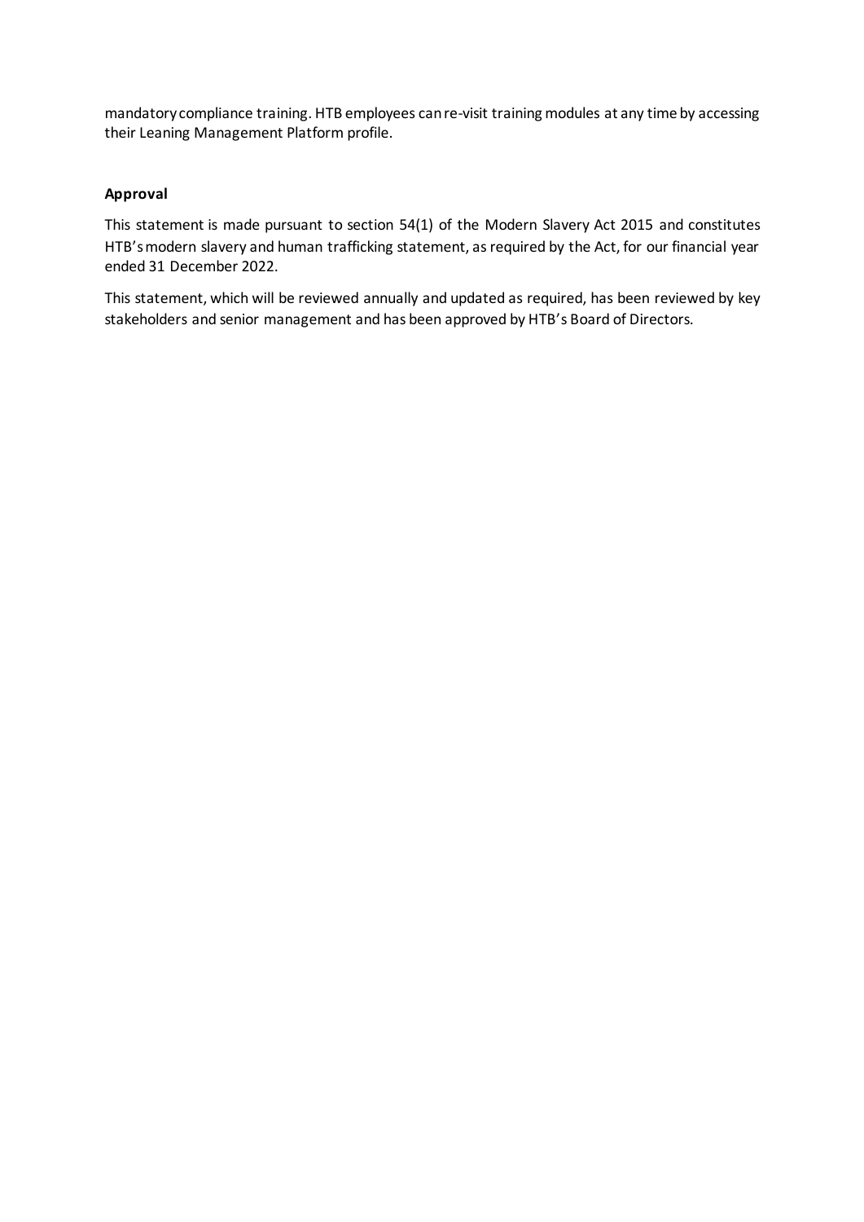mandatory compliance training. HTB employees can re-visit training modules at any time by accessing their Leaning Management Platform profile.

**Approval**

This statement is made pursuant to section 54(1) of the Modern Slavery Act 2015 and constitutes HTB's modern slavery and human trafficking statement, as required by the Act, for our financial year ended 31 December 2022.

This statement, which will be reviewed annually and updated as required, has been reviewed by key stakeholders and senior management and has been approved by HTB's Board of Directors.